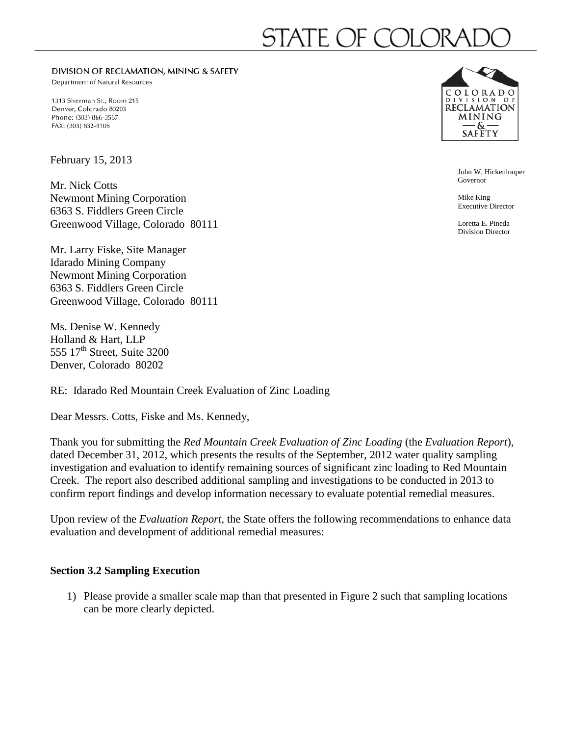# STATE OF COLORADO

**DIVISION OF RECLAMATION, MINING & SAFETY**

Department of Natural Resources

1313 Sherman St., Room 215
Denver, Colorado 80203
Phone: (303) 866-3567
FAX: (303) 832-8106

COLORADO DIVISION OF RECLAMATION MINING & SAFETY

John W. Hickenlooper
Governor

Mike King
Executive Director

Loretta E. Pineda
Division Director

February 15, 2013

Mr. Nick Cotts
Newmont Mining Corporation
6363 S. Fiddlers Green Circle
Greenwood Village, Colorado 80111

Mr. Larry Fiske, Site Manager
Idarado Mining Company
Newmont Mining Corporation
6363 S. Fiddlers Green Circle
Greenwood Village, Colorado 80111

Ms. Denise W. Kennedy
Holland & Hart, LLP
555 17th Street, Suite 3200
Denver, Colorado 80202

RE: Idarado Red Mountain Creek Evaluation of Zinc Loading

Dear Messrs. Cotts, Fiske and Ms. Kennedy,

Thank you for submitting the *Red Mountain Creek Evaluation of Zinc Loading* (the *Evaluation Report*), dated December 31, 2012, which presents the results of the September, 2012 water quality sampling investigation and evaluation to identify remaining sources of significant zinc loading to Red Mountain Creek. The report also described additional sampling and investigations to be conducted in 2013 to confirm report findings and develop information necessary to evaluate potential remedial measures.

Upon review of the *Evaluation Report,* the State offers the following recommendations to enhance data evaluation and development of additional remedial measures:

### Section 3.2 Sampling Execution

1) Please provide a smaller scale map than that presented in Figure 2 such that sampling locations can be more clearly depicted.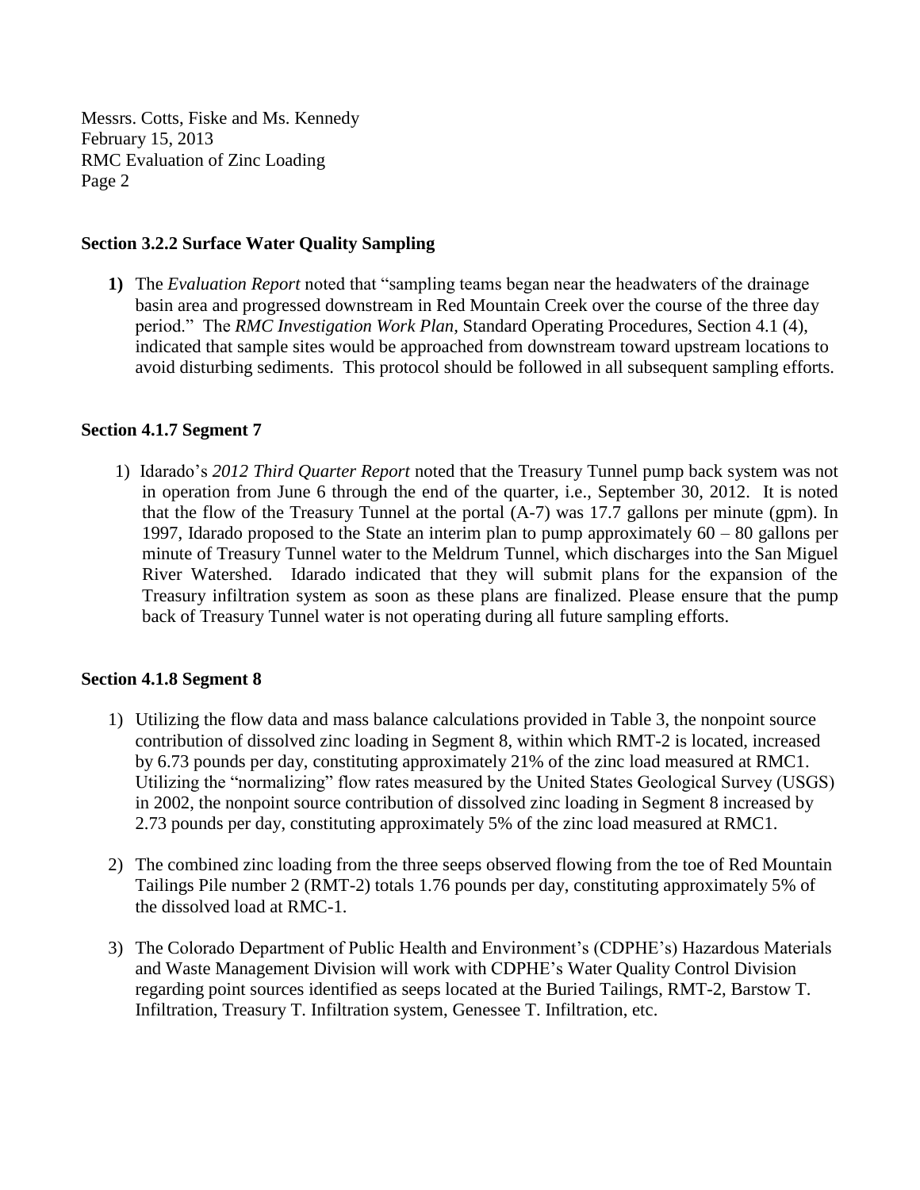**Section 3.2.2 Surface Water Quality Sampling**

1) The *Evaluation Report* noted that "sampling teams began near the headwaters of the drainage basin area and progressed downstream in Red Mountain Creek over the course of the three day period." The *RMC Investigation Work Plan*, Standard Operating Procedures, Section 4.1 (4), indicated that sample sites would be approached from downstream toward upstream locations to avoid disturbing sediments. This protocol should be followed in all subsequent sampling efforts.

**Section 4.1.7 Segment 7**

1) Idarado's *2012 Third Quarter Report* noted that the Treasury Tunnel pump back system was not in operation from June 6 through the end of the quarter, i.e., September 30, 2012. It is noted that the flow of the Treasury Tunnel at the portal (A-7) was 17.7 gallons per minute (gpm). In 1997, Idarado proposed to the State an interim plan to pump approximately 60 – 80 gallons per minute of Treasury Tunnel water to the Meldrum Tunnel, which discharges into the San Miguel River Watershed. Idarado indicated that they will submit plans for the expansion of the Treasury infiltration system as soon as these plans are finalized. Please ensure that the pump back of Treasury Tunnel water is not operating during all future sampling efforts.

**Section 4.1.8 Segment 8**

1) Utilizing the flow data and mass balance calculations provided in Table 3, the nonpoint source contribution of dissolved zinc loading in Segment 8, within which RMT-2 is located, increased by 6.73 pounds per day, constituting approximately 21% of the zinc load measured at RMC1. Utilizing the "normalizing" flow rates measured by the United States Geological Survey (USGS) in 2002, the nonpoint source contribution of dissolved zinc loading in Segment 8 increased by 2.73 pounds per day, constituting approximately 5% of the zinc load measured at RMC1.

2) The combined zinc loading from the three seeps observed flowing from the toe of Red Mountain Tailings Pile number 2 (RMT-2) totals 1.76 pounds per day, constituting approximately 5% of the dissolved load at RMC-1.

3) The Colorado Department of Public Health and Environment's (CDPHE's) Hazardous Materials and Waste Management Division will work with CDPHE's Water Quality Control Division regarding point sources identified as seeps located at the Buried Tailings, RMT-2, Barstow T. Infiltration, Treasury T. Infiltration system, Genessee T. Infiltration, etc.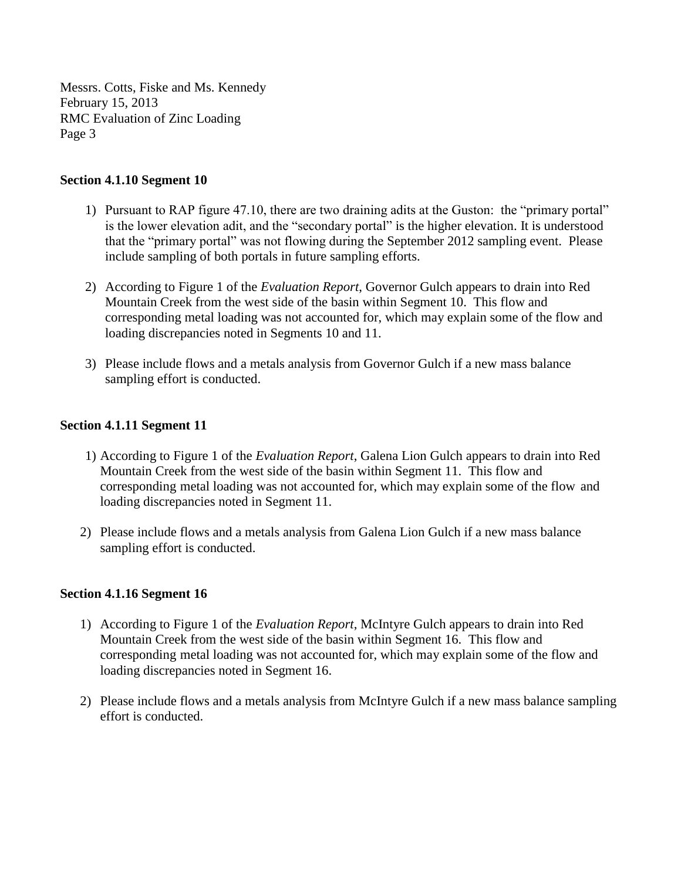**Section 4.1.10 Segment 10**

1) Pursuant to RAP figure 47.10, there are two draining adits at the Guston: the "primary portal" is the lower elevation adit, and the "secondary portal" is the higher elevation. It is understood that the "primary portal" was not flowing during the September 2012 sampling event. Please include sampling of both portals in future sampling efforts.

2) According to Figure 1 of the *Evaluation Report*, Governor Gulch appears to drain into Red Mountain Creek from the west side of the basin within Segment 10. This flow and corresponding metal loading was not accounted for, which may explain some of the flow and loading discrepancies noted in Segments 10 and 11.

3) Please include flows and a metals analysis from Governor Gulch if a new mass balance sampling effort is conducted.

**Section 4.1.11 Segment 11**

1) According to Figure 1 of the *Evaluation Report*, Galena Lion Gulch appears to drain into Red Mountain Creek from the west side of the basin within Segment 11. This flow and corresponding metal loading was not accounted for, which may explain some of the flow and loading discrepancies noted in Segment 11.

2) Please include flows and a metals analysis from Galena Lion Gulch if a new mass balance sampling effort is conducted.

**Section 4.1.16 Segment 16**

1) According to Figure 1 of the *Evaluation Report*, McIntyre Gulch appears to drain into Red Mountain Creek from the west side of the basin within Segment 16. This flow and corresponding metal loading was not accounted for, which may explain some of the flow and loading discrepancies noted in Segment 16.

2) Please include flows and a metals analysis from McIntyre Gulch if a new mass balance sampling effort is conducted.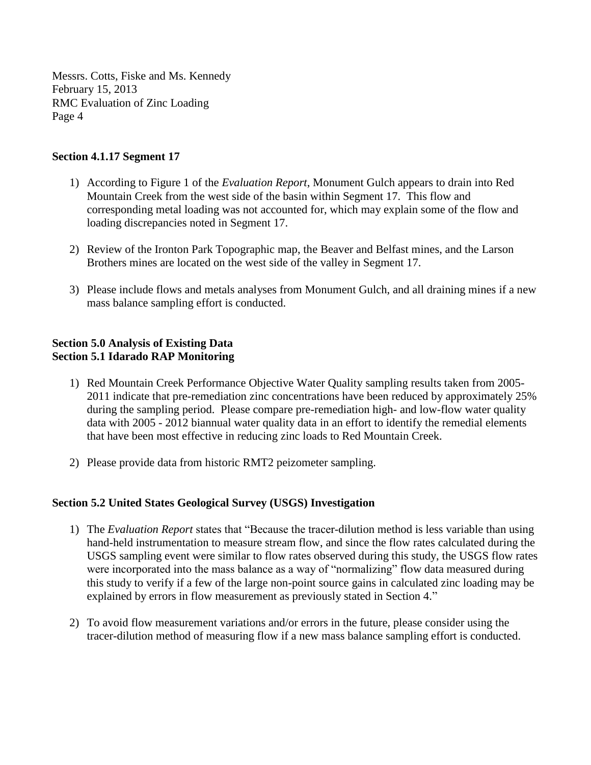### Section 4.1.17 Segment 17

1) According to Figure 1 of the *Evaluation Report*, Monument Gulch appears to drain into Red Mountain Creek from the west side of the basin within Segment 17. This flow and corresponding metal loading was not accounted for, which may explain some of the flow and loading discrepancies noted in Segment 17.

2) Review of the Ironton Park Topographic map, the Beaver and Belfast mines, and the Larson Brothers mines are located on the west side of the valley in Segment 17.

3) Please include flows and metals analyses from Monument Gulch, and all draining mines if a new mass balance sampling effort is conducted.

### Section 5.0 Analysis of Existing Data
### Section 5.1 Idarado RAP Monitoring

1) Red Mountain Creek Performance Objective Water Quality sampling results taken from 2005-2011 indicate that pre-remediation zinc concentrations have been reduced by approximately 25% during the sampling period. Please compare pre-remediation high- and low-flow water quality data with 2005 - 2012 biannual water quality data in an effort to identify the remedial elements that have been most effective in reducing zinc loads to Red Mountain Creek.

2) Please provide data from historic RMT2 peizometer sampling.

### Section 5.2 United States Geological Survey (USGS) Investigation

1) The *Evaluation Report* states that "Because the tracer-dilution method is less variable than using hand-held instrumentation to measure stream flow, and since the flow rates calculated during the USGS sampling event were similar to flow rates observed during this study, the USGS flow rates were incorporated into the mass balance as a way of "normalizing" flow data measured during this study to verify if a few of the large non-point source gains in calculated zinc loading may be explained by errors in flow measurement as previously stated in Section 4."

2) To avoid flow measurement variations and/or errors in the future, please consider using the tracer-dilution method of measuring flow if a new mass balance sampling effort is conducted.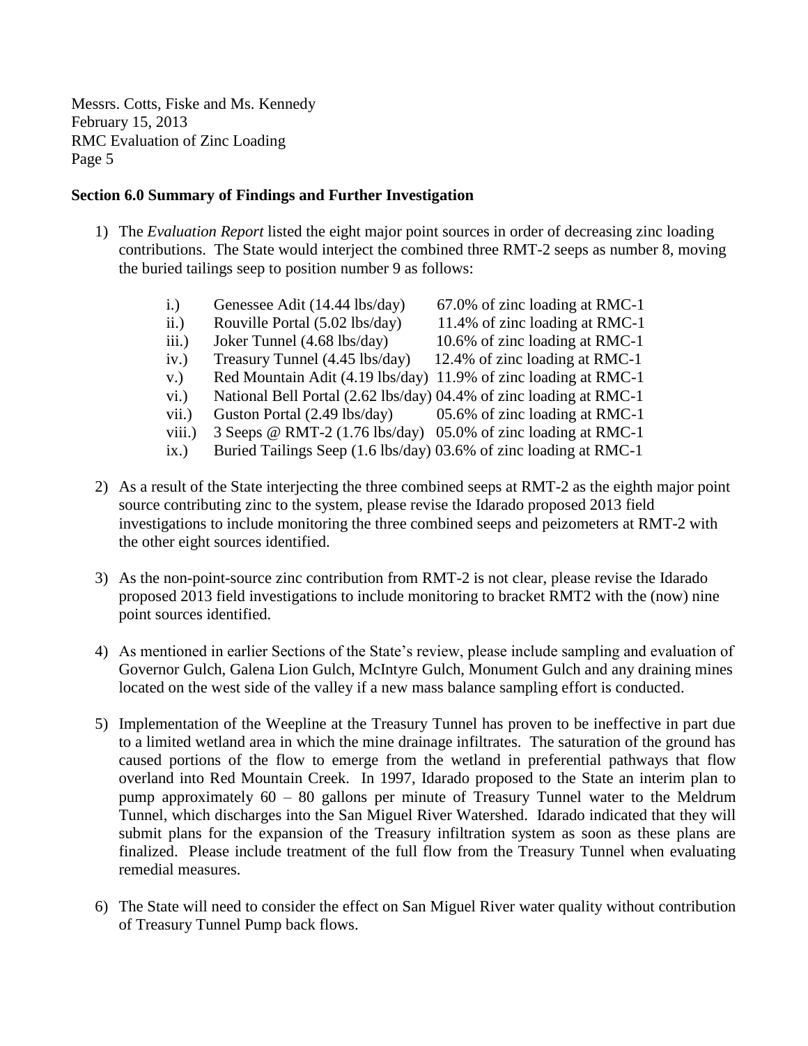Messrs. Cotts, Fiske and Ms. Kennedy
February 15, 2013
RMC Evaluation of Zinc Loading

**Section 6.0 Summary of Findings and Further Investigation**

1) The *Evaluation Report* listed the eight major point sources in order of decreasing zinc loading contributions. The State would interject the combined three RMT-2 seeps as number 8, moving the buried tailings seep to position number 9 as follows:

   i.) Genessee Adit (14.44 lbs/day) 67.0% of zinc loading at RMC-1
   ii.) Rouville Portal (5.02 lbs/day) 11.4% of zinc loading at RMC-1
   iii.) Joker Tunnel (4.68 lbs/day) 10.6% of zinc loading at RMC-1
   iv.) Treasury Tunnel (4.45 lbs/day) 12.4% of zinc loading at RMC-1
   v.) Red Mountain Adit (4.19 lbs/day) 11.9% of zinc loading at RMC-1
   vi.) National Bell Portal (2.62 lbs/day) 04.4% of zinc loading at RMC-1
   vii.) Guston Portal (2.49 lbs/day) 05.6% of zinc loading at RMC-1
   viii.) 3 Seeps @ RMT-2 (1.76 lbs/day) 05.0% of zinc loading at RMC-1
   ix.) Buried Tailings Seep (1.6 lbs/day) 03.6% of zinc loading at RMC-1

2) As a result of the State interjecting the three combined seeps at RMT-2 as the eighth major point source contributing zinc to the system, please revise the Idarado proposed 2013 field investigations to include monitoring the three combined seeps and peizometers at RMT-2 with the other eight sources identified.

3) As the non-point-source zinc contribution from RMT-2 is not clear, please revise the Idarado proposed 2013 field investigations to include monitoring to bracket RMT2 with the (now) nine point sources identified.

4) As mentioned in earlier Sections of the State's review, please include sampling and evaluation of Governor Gulch, Galena Lion Gulch, McIntyre Gulch, Monument Gulch and any draining mines located on the west side of the valley if a new mass balance sampling effort is conducted.

5) Implementation of the Weepline at the Treasury Tunnel has proven to be ineffective in part due to a limited wetland area in which the mine drainage infiltrates. The saturation of the ground has caused portions of the flow to emerge from the wetland in preferential pathways that flow overland into Red Mountain Creek. In 1997, Idarado proposed to the State an interim plan to pump approximately 60 – 80 gallons per minute of Treasury Tunnel water to the Meldrum Tunnel, which discharges into the San Miguel River Watershed. Idarado indicated that they will submit plans for the expansion of the Treasury infiltration system as soon as these plans are finalized. Please include treatment of the full flow from the Treasury Tunnel when evaluating remedial measures.

6) The State will need to consider the effect on San Miguel River water quality without contribution of Treasury Tunnel Pump back flows.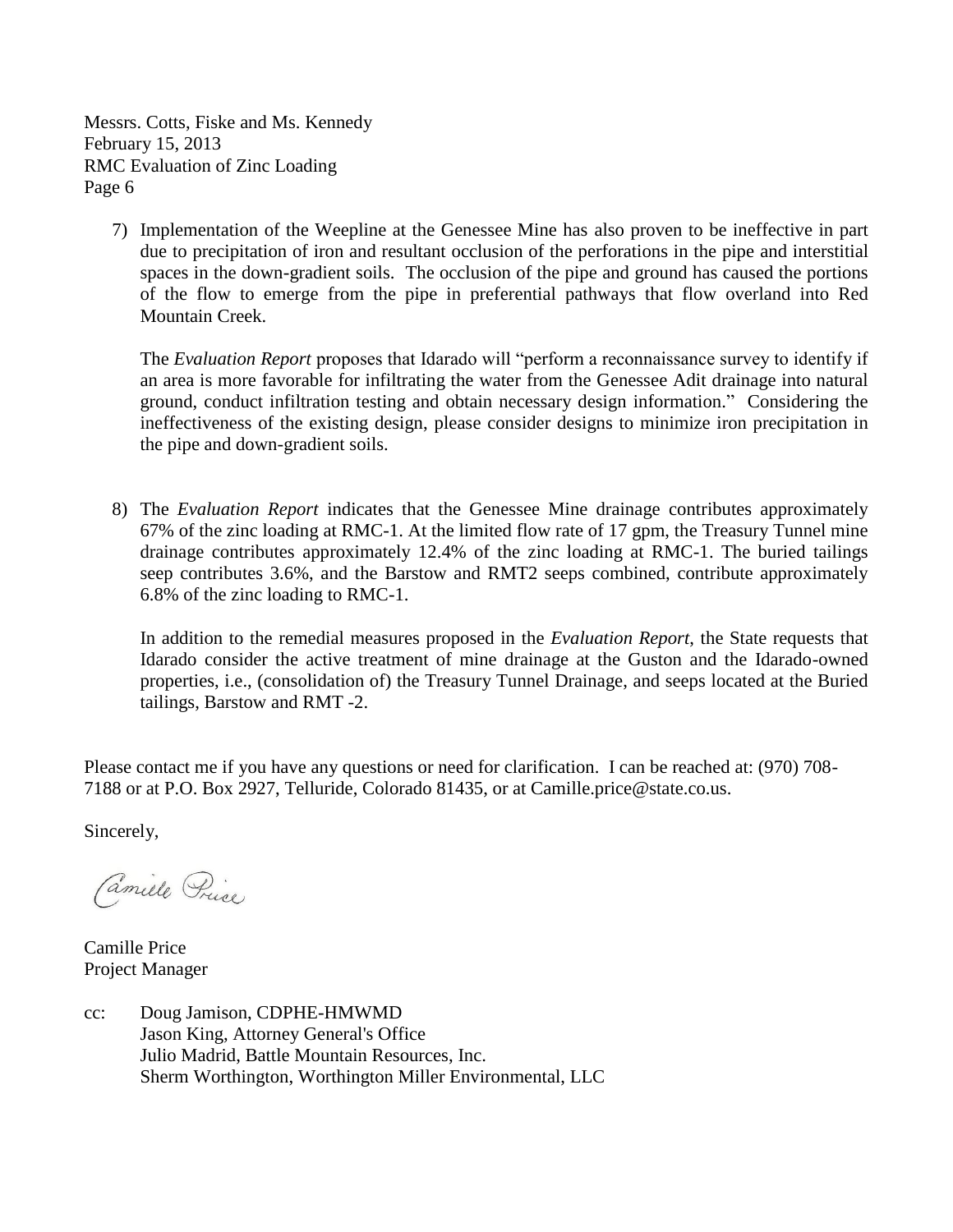7) Implementation of the Weepline at the Genessee Mine has also proven to be ineffective in part due to precipitation of iron and resultant occlusion of the perforations in the pipe and interstitial spaces in the down-gradient soils. The occlusion of the pipe and ground has caused the portions of the flow to emerge from the pipe in preferential pathways that flow overland into Red Mountain Creek.

   The *Evaluation Report* proposes that Idarado will "perform a reconnaissance survey to identify if an area is more favorable for infiltrating the water from the Genessee Adit drainage into natural ground, conduct infiltration testing and obtain necessary design information." Considering the ineffectiveness of the existing design, please consider designs to minimize iron precipitation in the pipe and down-gradient soils.

8) The *Evaluation Report* indicates that the Genessee Mine drainage contributes approximately 67% of the zinc loading at RMC-1. At the limited flow rate of 17 gpm, the Treasury Tunnel mine drainage contributes approximately 12.4% of the zinc loading at RMC-1. The buried tailings seep contributes 3.6%, and the Barstow and RMT2 seeps combined, contribute approximately 6.8% of the zinc loading to RMC-1.

   In addition to the remedial measures proposed in the *Evaluation Report*, the State requests that Idarado consider the active treatment of mine drainage at the Guston and the Idarado-owned properties, i.e., (consolidation of) the Treasury Tunnel Drainage, and seeps located at the Buried tailings, Barstow and RMT -2.

Please contact me if you have any questions or need for clarification. I can be reached at: (970) 708-7188 or at P.O. Box 2927, Telluride, Colorado 81435, or at Camille.price@state.co.us.

Sincerely,

Camille Price

Camille Price
Project Manager

cc: Doug Jamison, CDPHE-HMWMD
Jason King, Attorney General's Office
Julio Madrid, Battle Mountain Resources, Inc.
Sherm Worthington, Worthington Miller Environmental, LLC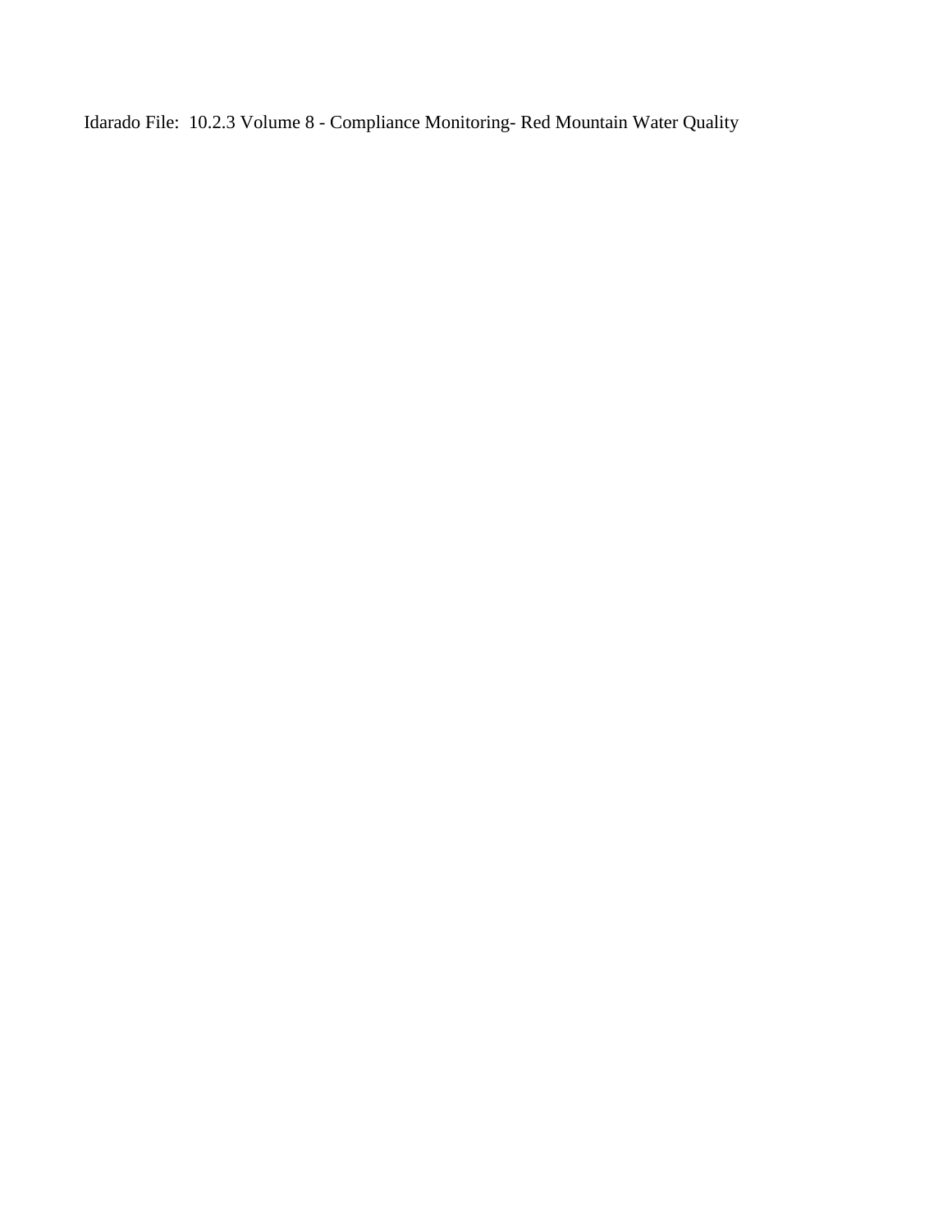Idarado File:  10.2.3 Volume 8 - Compliance Monitoring- Red Mountain Water Quality